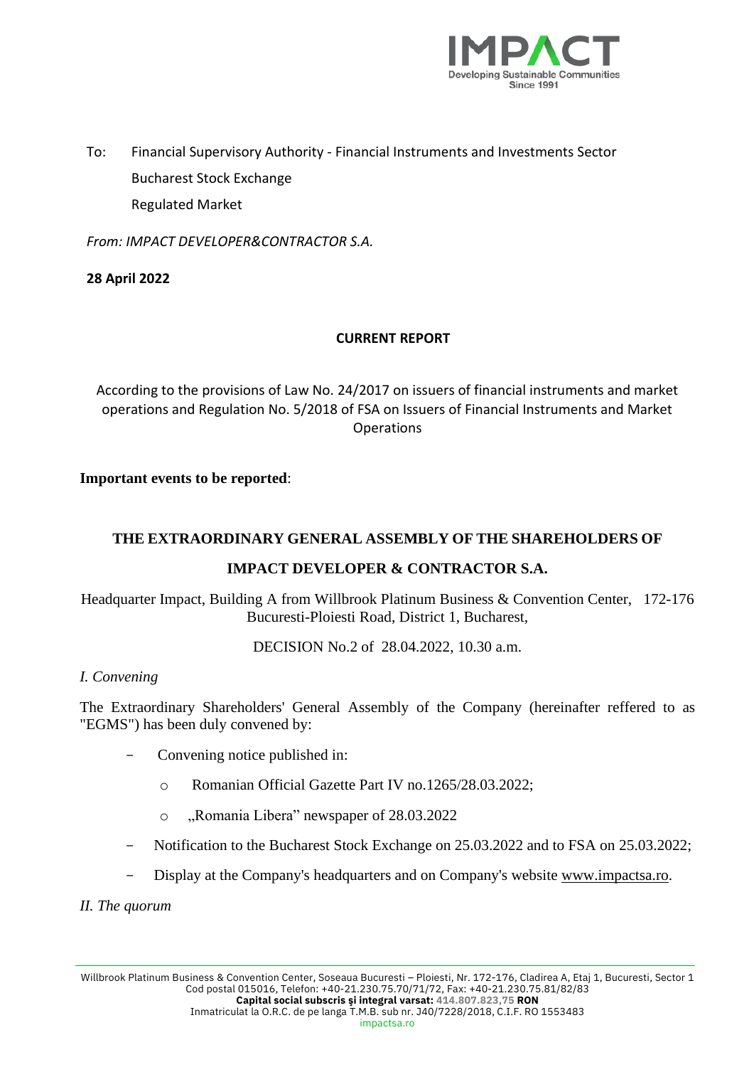To: Financial Supervisory Authority - Financial Instruments and Investments Sector
Bucharest Stock Exchange
Regulated Market

*From: IMPACT DEVELOPER&CONTRACTOR S.A.*

**28 April 2022**

**CURRENT REPORT**

According to the provisions of Law No. 24/2017 on issuers of financial instruments and market operations and Regulation No. 5/2018 of FSA on Issuers of Financial Instruments and Market Operations

**Important events to be reported**:

## THE EXTRAORDINARY GENERAL ASSEMBLY OF THE SHAREHOLDERS OF IMPACT DEVELOPER & CONTRACTOR S.A.

Headquarter Impact, Building A from Willbrook Platinum Business & Convention Center, 172-176 Bucuresti-Ploiesti Road, District 1, Bucharest,

DECISION No.2 of 28.04.2022, 10.30 a.m.

*I. Convening*

The Extraordinary Shareholders' General Assembly of the Company (hereinafter reffered to as "EGMS") has been duly convened by:

- Convening notice published in:
  - Romanian Official Gazette Part IV no.1265/28.03.2022;
  - „Romania Libera" newspaper of 28.03.2022
- Notification to the Bucharest Stock Exchange on 25.03.2022 and to FSA on 25.03.2022;
- Display at the Company's headquarters and on Company's website www.impactsa.ro.

*II. The quorum*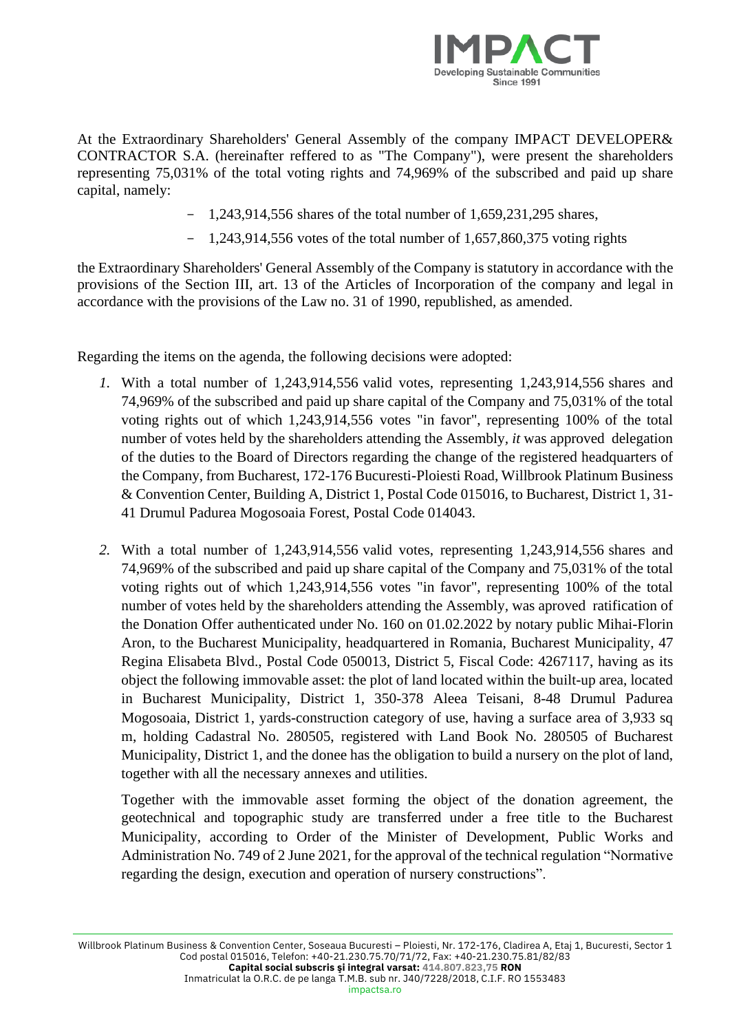At the Extraordinary Shareholders' General Assembly of the company IMPACT DEVELOPER& CONTRACTOR S.A. (hereinafter reffered to as "The Company"), were present the shareholders representing 75,031% of the total voting rights and 74,969% of the subscribed and paid up share capital, namely:

- 1,243,914,556 shares of the total number of 1,659,231,295 shares,
- 1,243,914,556 votes of the total number of 1,657,860,375 voting rights

the Extraordinary Shareholders' General Assembly of the Company is statutory in accordance with the provisions of the Section III, art. 13 of the Articles of Incorporation of the company and legal in accordance with the provisions of the Law no. 31 of 1990, republished, as amended.

Regarding the items on the agenda, the following decisions were adopted:

1. With a total number of 1,243,914,556 valid votes, representing 1,243,914,556 shares and 74,969% of the subscribed and paid up share capital of the Company and 75,031% of the total voting rights out of which 1,243,914,556 votes "in favor", representing 100% of the total number of votes held by the shareholders attending the Assembly, *it* was approved delegation of the duties to the Board of Directors regarding the change of the registered headquarters of the Company, from Bucharest, 172-176 Bucuresti-Ploiesti Road, Willbrook Platinum Business & Convention Center, Building A, District 1, Postal Code 015016, to Bucharest, District 1, 31-41 Drumul Padurea Mogosoaia Forest, Postal Code 014043.

2. With a total number of 1,243,914,556 valid votes, representing 1,243,914,556 shares and 74,969% of the subscribed and paid up share capital of the Company and 75,031% of the total voting rights out of which 1,243,914,556 votes "in favor", representing 100% of the total number of votes held by the shareholders attending the Assembly, was aproved ratification of the Donation Offer authenticated under No. 160 on 01.02.2022 by notary public Mihai-Florin Aron, to the Bucharest Municipality, headquartered in Romania, Bucharest Municipality, 47 Regina Elisabeta Blvd., Postal Code 050013, District 5, Fiscal Code: 4267117, having as its object the following immovable asset: the plot of land located within the built-up area, located in Bucharest Municipality, District 1, 350-378 Aleea Teisani, 8-48 Drumul Padurea Mogosoaia, District 1, yards-construction category of use, having a surface area of 3,933 sq m, holding Cadastral No. 280505, registered with Land Book No. 280505 of Bucharest Municipality, District 1, and the donee has the obligation to build a nursery on the plot of land, together with all the necessary annexes and utilities.

   Together with the immovable asset forming the object of the donation agreement, the geotechnical and topographic study are transferred under a free title to the Bucharest Municipality, according to Order of the Minister of Development, Public Works and Administration No. 749 of 2 June 2021, for the approval of the technical regulation "Normative regarding the design, execution and operation of nursery constructions".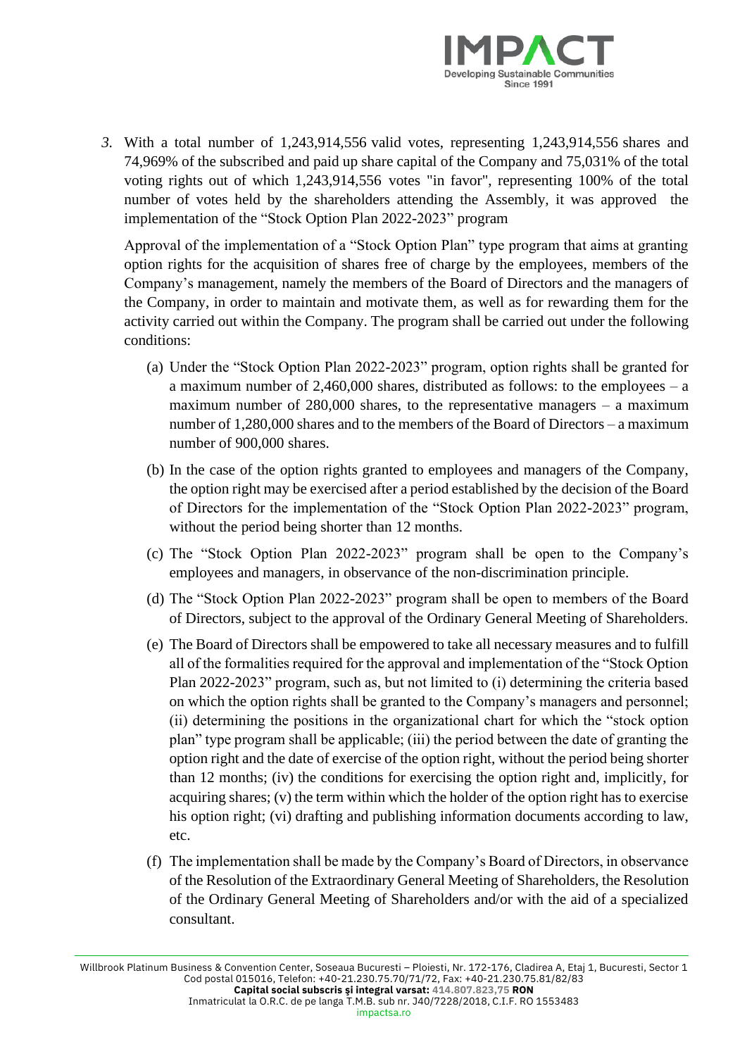3. With a total number of 1,243,914,556 valid votes, representing 1,243,914,556 shares and 74,969% of the subscribed and paid up share capital of the Company and 75,031% of the total voting rights out of which 1,243,914,556 votes "in favor", representing 100% of the total number of votes held by the shareholders attending the Assembly, it was approved the implementation of the "Stock Option Plan 2022-2023" program

   Approval of the implementation of a "Stock Option Plan" type program that aims at granting option rights for the acquisition of shares free of charge by the employees, members of the Company's management, namely the members of the Board of Directors and the managers of the Company, in order to maintain and motivate them, as well as for rewarding them for the activity carried out within the Company. The program shall be carried out under the following conditions:

   (a) Under the "Stock Option Plan 2022-2023" program, option rights shall be granted for a maximum number of 2,460,000 shares, distributed as follows: to the employees – a maximum number of 280,000 shares, to the representative managers – a maximum number of 1,280,000 shares and to the members of the Board of Directors – a maximum number of 900,000 shares.

   (b) In the case of the option rights granted to employees and managers of the Company, the option right may be exercised after a period established by the decision of the Board of Directors for the implementation of the "Stock Option Plan 2022-2023" program, without the period being shorter than 12 months.

   (c) The "Stock Option Plan 2022-2023" program shall be open to the Company's employees and managers, in observance of the non-discrimination principle.

   (d) The "Stock Option Plan 2022-2023" program shall be open to members of the Board of Directors, subject to the approval of the Ordinary General Meeting of Shareholders.

   (e) The Board of Directors shall be empowered to take all necessary measures and to fulfill all of the formalities required for the approval and implementation of the "Stock Option Plan 2022-2023" program, such as, but not limited to (i) determining the criteria based on which the option rights shall be granted to the Company's managers and personnel; (ii) determining the positions in the organizational chart for which the "stock option plan" type program shall be applicable; (iii) the period between the date of granting the option right and the date of exercise of the option right, without the period being shorter than 12 months; (iv) the conditions for exercising the option right and, implicitly, for acquiring shares; (v) the term within which the holder of the option right has to exercise his option right; (vi) drafting and publishing information documents according to law, etc.

   (f) The implementation shall be made by the Company's Board of Directors, in observance of the Resolution of the Extraordinary General Meeting of Shareholders, the Resolution of the Ordinary General Meeting of Shareholders and/or with the aid of a specialized consultant.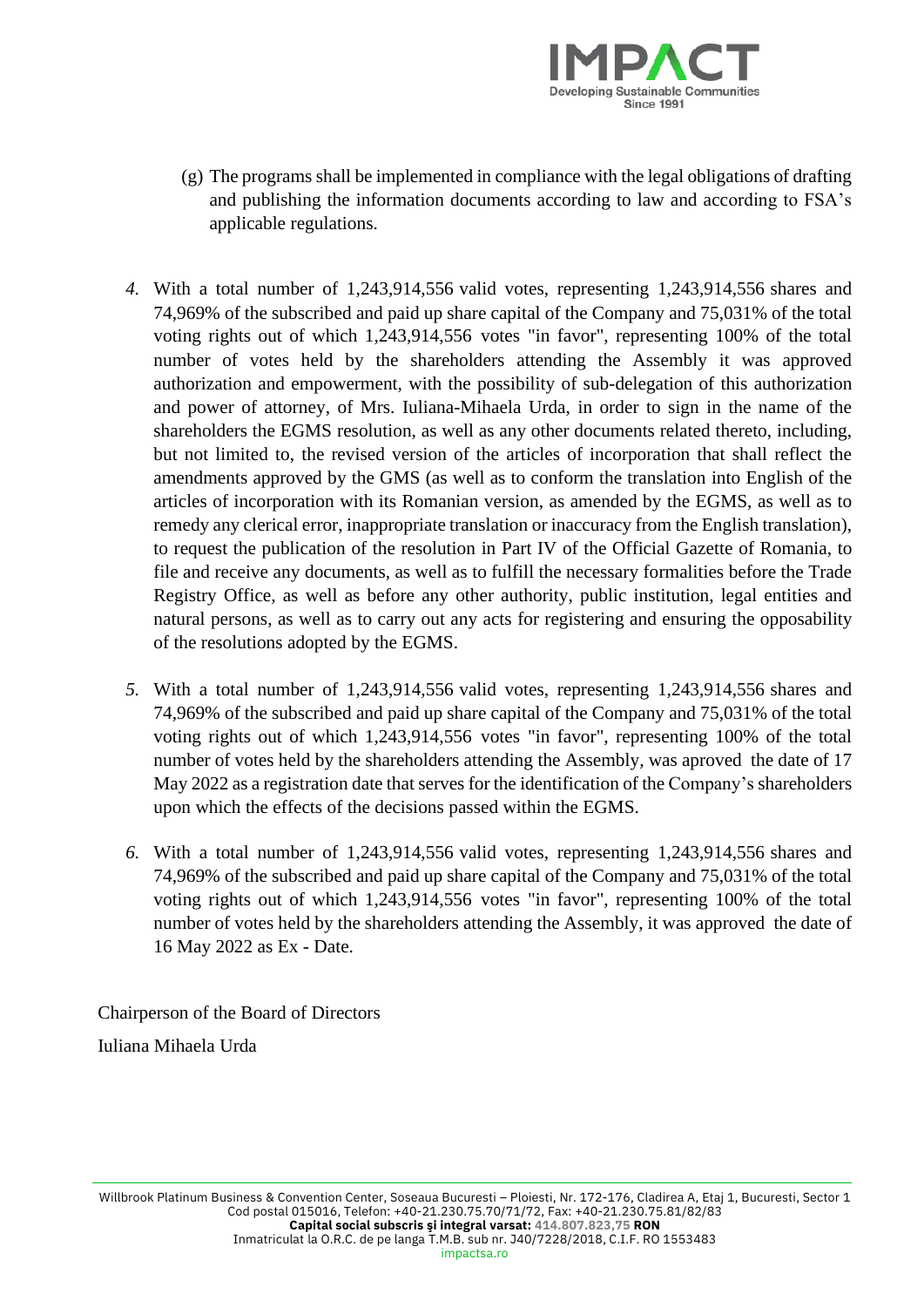(g) The programs shall be implemented in compliance with the legal obligations of drafting and publishing the information documents according to law and according to FSA's applicable regulations.

4. With a total number of 1,243,914,556 valid votes, representing 1,243,914,556 shares and 74,969% of the subscribed and paid up share capital of the Company and 75,031% of the total voting rights out of which 1,243,914,556 votes "in favor", representing 100% of the total number of votes held by the shareholders attending the Assembly it was approved authorization and empowerment, with the possibility of sub-delegation of this authorization and power of attorney, of Mrs. Iuliana-Mihaela Urda, in order to sign in the name of the shareholders the EGMS resolution, as well as any other documents related thereto, including, but not limited to, the revised version of the articles of incorporation that shall reflect the amendments approved by the GMS (as well as to conform the translation into English of the articles of incorporation with its Romanian version, as amended by the EGMS, as well as to remedy any clerical error, inappropriate translation or inaccuracy from the English translation), to request the publication of the resolution in Part IV of the Official Gazette of Romania, to file and receive any documents, as well as to fulfill the necessary formalities before the Trade Registry Office, as well as before any other authority, public institution, legal entities and natural persons, as well as to carry out any acts for registering and ensuring the opposability of the resolutions adopted by the EGMS.

5. With a total number of 1,243,914,556 valid votes, representing 1,243,914,556 shares and 74,969% of the subscribed and paid up share capital of the Company and 75,031% of the total voting rights out of which 1,243,914,556 votes "in favor", representing 100% of the total number of votes held by the shareholders attending the Assembly, was aproved the date of 17 May 2022 as a registration date that serves for the identification of the Company's shareholders upon which the effects of the decisions passed within the EGMS.

6. With a total number of 1,243,914,556 valid votes, representing 1,243,914,556 shares and 74,969% of the subscribed and paid up share capital of the Company and 75,031% of the total voting rights out of which 1,243,914,556 votes "in favor", representing 100% of the total number of votes held by the shareholders attending the Assembly, it was approved the date of 16 May 2022 as Ex - Date.

Chairperson of the Board of Directors

Iuliana Mihaela Urda